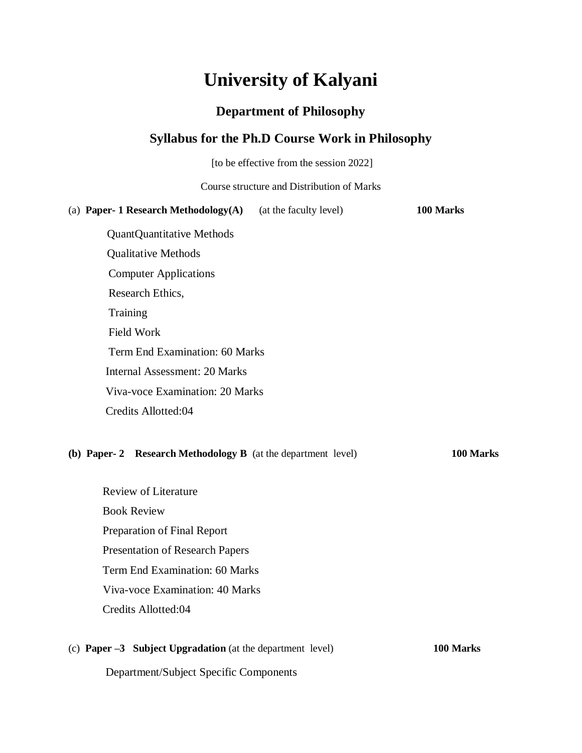# University of Kalyani

## Department of Philosophy

## Syllabus for the Ph.D Course Work in Philosophy

[to be effective from the session 2022]

Course structure and Distribution of Marks

(a) **Paper- 1 Research Methodology(A)** (at the faculty level) **100 Marks**

QuantQuantitative Methods

Qualitative Methods

Computer Applications

Research Ethics,

Training

Field Work

Term End Examination: 60 Marks

Internal Assessment: 20 Marks

Viva-voce Examination: 20 Marks

Credits Allotted:04

**(b) Paper- 2 Research Methodology B** (at the department level) **100 Marks**

Review of Literature

Book Review

Preparation of Final Report

Presentation of Research Papers

Term End Examination: 60 Marks

Viva-voce Examination: 40 Marks

Credits Allotted:04

(c) **Paper –3 Subject Upgradation** (at the department level) **100 Marks**

Department/Subject Specific Components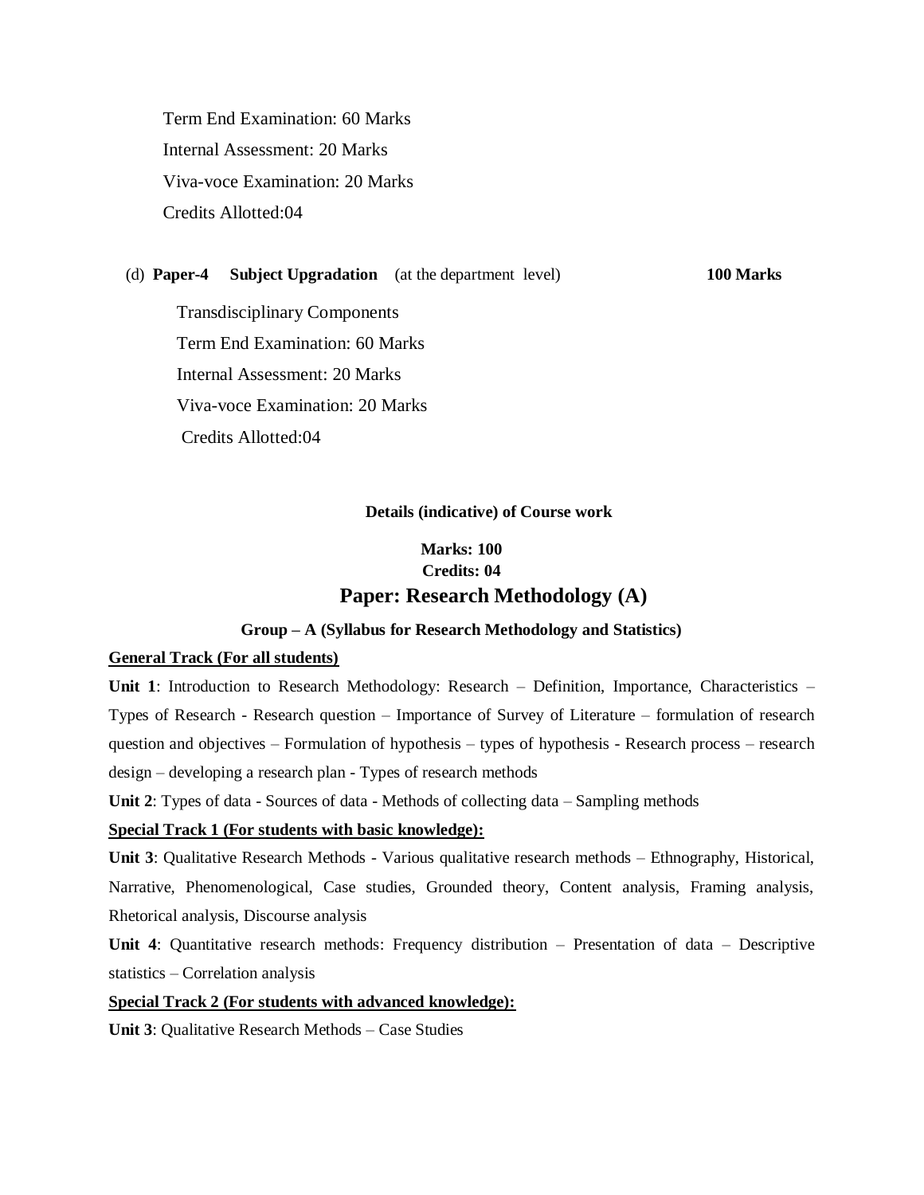Term End Examination: 60 Marks

Internal Assessment: 20 Marks

Viva-voce Examination: 20 Marks

Credits Allotted:04

(d) **Paper-4 Subject Upgradation** (at the department level) **100 Marks**

Transdisciplinary Components

Term End Examination: 60 Marks

Internal Assessment: 20 Marks

Viva-voce Examination: 20 Marks

Credits Allotted:04

**Details (indicative) of Course work**

**Marks: 100**
**Credits: 04**

## Paper: Research Methodology (A)

**Group – A (Syllabus for Research Methodology and Statistics)**

**General Track (For all students)**

**Unit 1**: Introduction to Research Methodology: Research – Definition, Importance, Characteristics – Types of Research - Research question – Importance of Survey of Literature – formulation of research question and objectives – Formulation of hypothesis – types of hypothesis - Research process – research design – developing a research plan - Types of research methods

**Unit 2**: Types of data - Sources of data - Methods of collecting data – Sampling methods

**Special Track 1 (For students with basic knowledge):**

**Unit 3**: Qualitative Research Methods - Various qualitative research methods – Ethnography, Historical, Narrative, Phenomenological, Case studies, Grounded theory, Content analysis, Framing analysis, Rhetorical analysis, Discourse analysis

**Unit 4**: Quantitative research methods: Frequency distribution – Presentation of data – Descriptive statistics – Correlation analysis

**Special Track 2 (For students with advanced knowledge):**

**Unit 3**: Qualitative Research Methods – Case Studies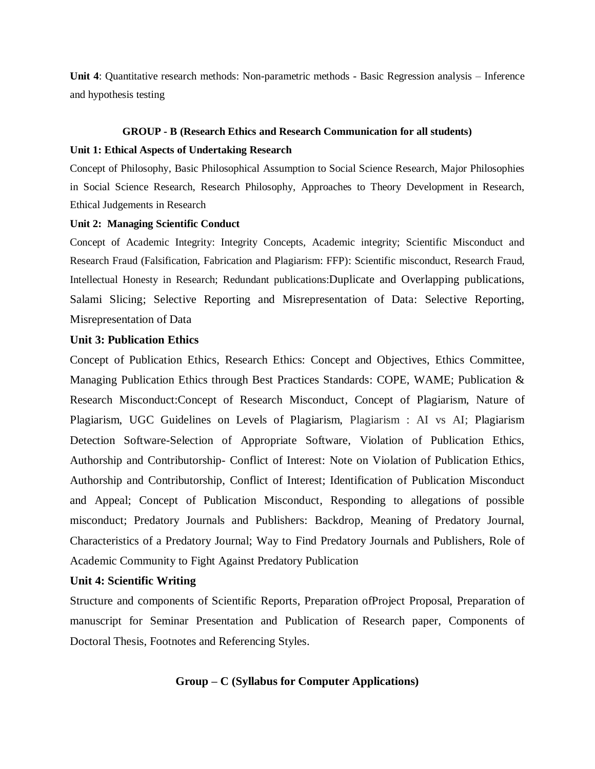**Unit 4**: Quantitative research methods: Non-parametric methods - Basic Regression analysis – Inference and hypothesis testing

## GROUP - B (Research Ethics and Research Communication for all students)

### Unit 1: Ethical Aspects of Undertaking Research

Concept of Philosophy, Basic Philosophical Assumption to Social Science Research, Major Philosophies in Social Science Research, Research Philosophy, Approaches to Theory Development in Research, Ethical Judgements in Research

### Unit 2: Managing Scientific Conduct

Concept of Academic Integrity: Integrity Concepts, Academic integrity; Scientific Misconduct and Research Fraud (Falsification, Fabrication and Plagiarism: FFP): Scientific misconduct, Research Fraud, Intellectual Honesty in Research; Redundant publications:Duplicate and Overlapping publications, Salami Slicing; Selective Reporting and Misrepresentation of Data: Selective Reporting, Misrepresentation of Data

### Unit 3: Publication Ethics

Concept of Publication Ethics, Research Ethics: Concept and Objectives, Ethics Committee, Managing Publication Ethics through Best Practices Standards: COPE, WAME; Publication & Research Misconduct:Concept of Research Misconduct, Concept of Plagiarism, Nature of Plagiarism, UGC Guidelines on Levels of Plagiarism, Plagiarism : AI vs AI; Plagiarism Detection Software-Selection of Appropriate Software, Violation of Publication Ethics, Authorship and Contributorship- Conflict of Interest: Note on Violation of Publication Ethics, Authorship and Contributorship, Conflict of Interest; Identification of Publication Misconduct and Appeal; Concept of Publication Misconduct, Responding to allegations of possible misconduct; Predatory Journals and Publishers: Backdrop, Meaning of Predatory Journal, Characteristics of a Predatory Journal; Way to Find Predatory Journals and Publishers, Role of Academic Community to Fight Against Predatory Publication

### Unit 4: Scientific Writing

Structure and components of Scientific Reports, Preparation ofProject Proposal, Preparation of manuscript for Seminar Presentation and Publication of Research paper, Components of Doctoral Thesis, Footnotes and Referencing Styles.

## Group – C (Syllabus for Computer Applications)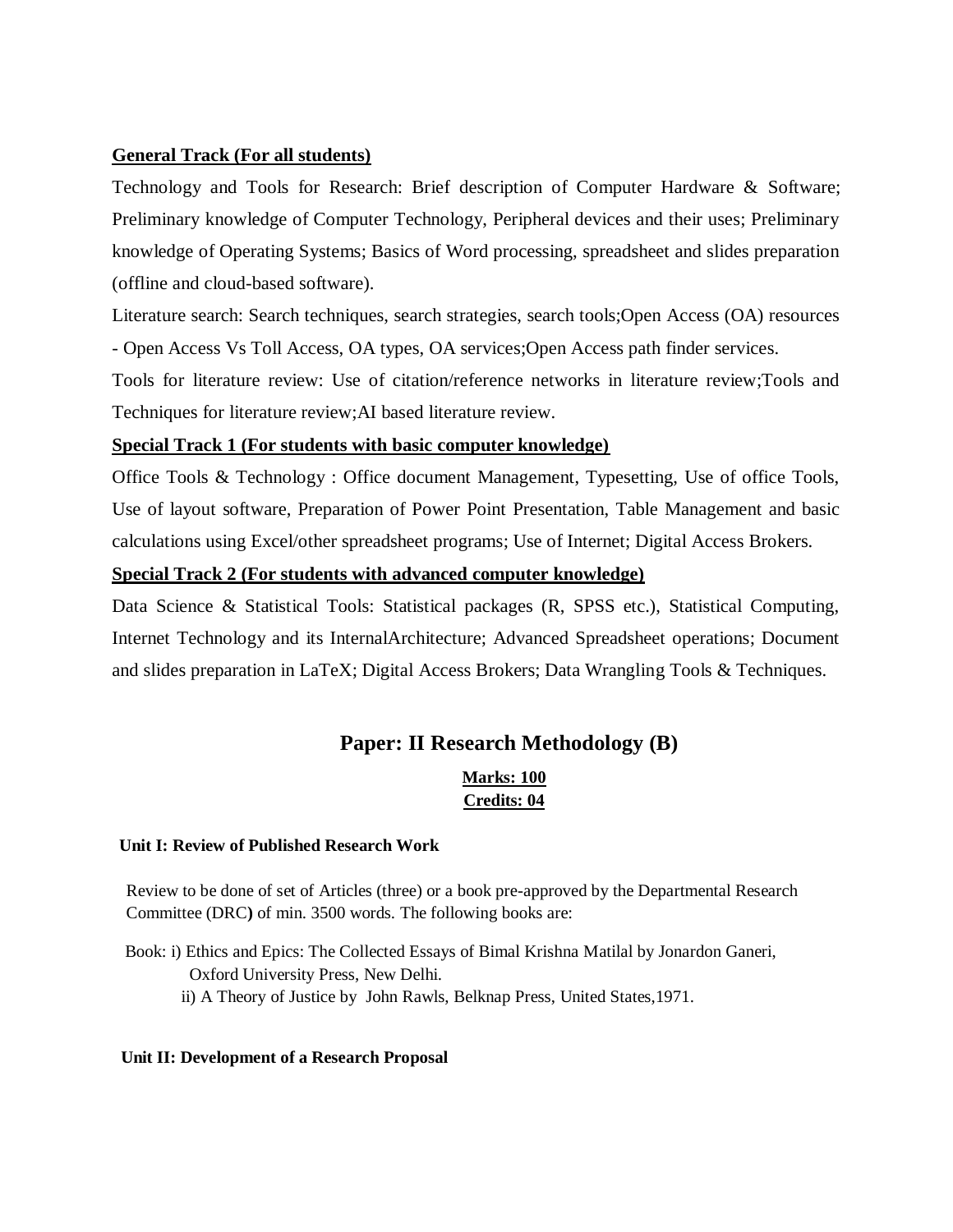**General Track (For all students)**

Technology and Tools for Research: Brief description of Computer Hardware & Software; Preliminary knowledge of Computer Technology, Peripheral devices and their uses; Preliminary knowledge of Operating Systems; Basics of Word processing, spreadsheet and slides preparation (offline and cloud-based software).

Literature search: Search techniques, search strategies, search tools;Open Access (OA) resources - Open Access Vs Toll Access, OA types, OA services;Open Access path finder services.

Tools for literature review: Use of citation/reference networks in literature review;Tools and Techniques for literature review;AI based literature review.

**Special Track 1 (For students with basic computer knowledge)**

Office Tools & Technology : Office document Management, Typesetting, Use of office Tools, Use of layout software, Preparation of Power Point Presentation, Table Management and basic calculations using Excel/other spreadsheet programs; Use of Internet; Digital Access Brokers.

**Special Track 2 (For students with advanced computer knowledge)**

Data Science & Statistical Tools: Statistical packages (R, SPSS etc.), Statistical Computing, Internet Technology and its InternalArchitecture; Advanced Spreadsheet operations; Document and slides preparation in LaTeX; Digital Access Brokers; Data Wrangling Tools & Techniques.

## Paper: II Research Methodology (B)

**Marks: 100**
**Credits: 04**

**Unit I: Review of Published Research Work**

Review to be done of set of Articles (three) or a book pre-approved by the Departmental Research Committee (DRC**)** of min. 3500 words. The following books are:

Book: i) Ethics and Epics: The Collected Essays of Bimal Krishna Matilal by Jonardon Ganeri, Oxford University Press, New Delhi.
ii) A Theory of Justice by John Rawls, Belknap Press, United States,1971.

**Unit II: Development of a Research Proposal**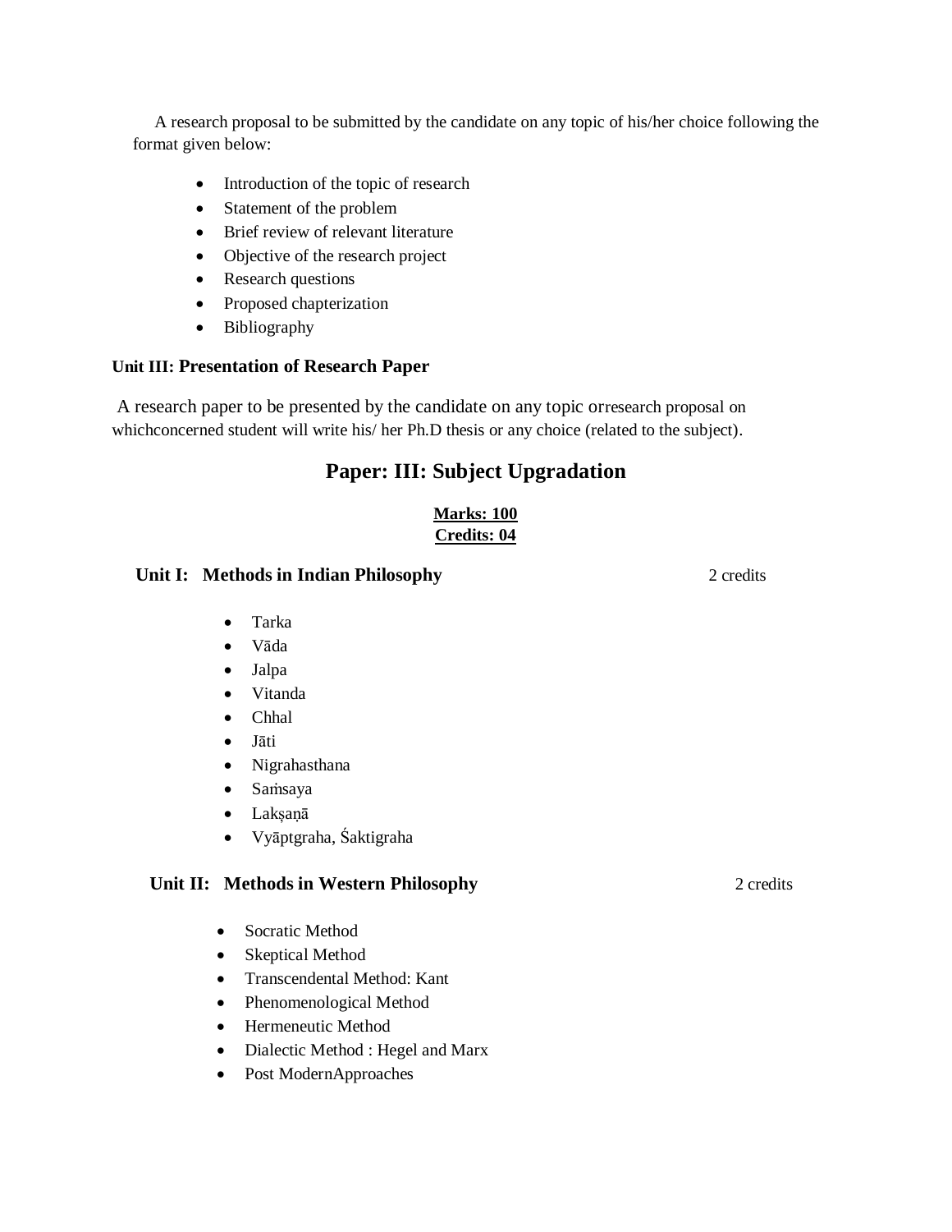A research proposal to be submitted by the candidate on any topic of his/her choice following the format given below:

- Introduction of the topic of research
- Statement of the problem
- Brief review of relevant literature
- Objective of the research project
- Research questions
- Proposed chapterization
- Bibliography

**Unit III: Presentation of Research Paper**

A research paper to be presented by the candidate on any topic orresearch proposal on whichconcerned student will write his/ her Ph.D thesis or any choice (related to the subject).

## Paper: III: Subject Upgradation

**Marks: 100**
**Credits: 04**

**Unit I: Methods in Indian Philosophy** 2 credits

- Tarka
- Vāda
- Jalpa
- Vitanda
- Chhal
- Jāti
- Nigrahasthana
- Saṁsaya
- Lakṣaṇā
- Vyāptgraha, Śaktigraha

**Unit II: Methods in Western Philosophy** 2 credits

- Socratic Method
- Skeptical Method
- Transcendental Method: Kant
- Phenomenological Method
- Hermeneutic Method
- Dialectic Method : Hegel and Marx
- Post ModernApproaches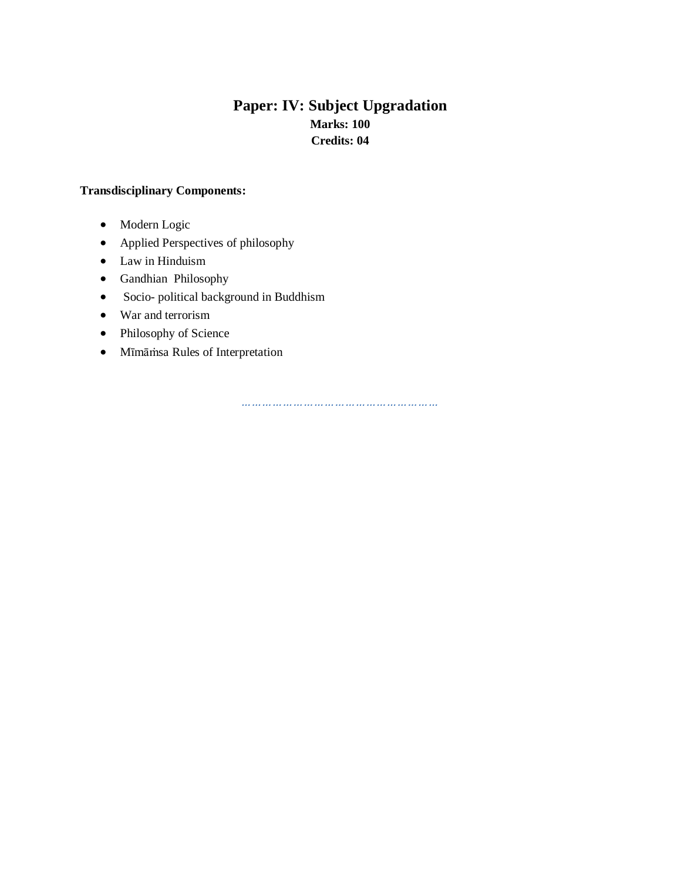# Paper: IV: Subject Upgradation

**Marks: 100**

**Credits: 04**

**Transdisciplinary Components:**

- Modern Logic
- Applied Perspectives of philosophy
- Law in Hinduism
- Gandhian Philosophy
- Socio- political background in Buddhism
- War and terrorism
- Philosophy of Science
- Mīmāṁsa Rules of Interpretation

*………………………………………………*